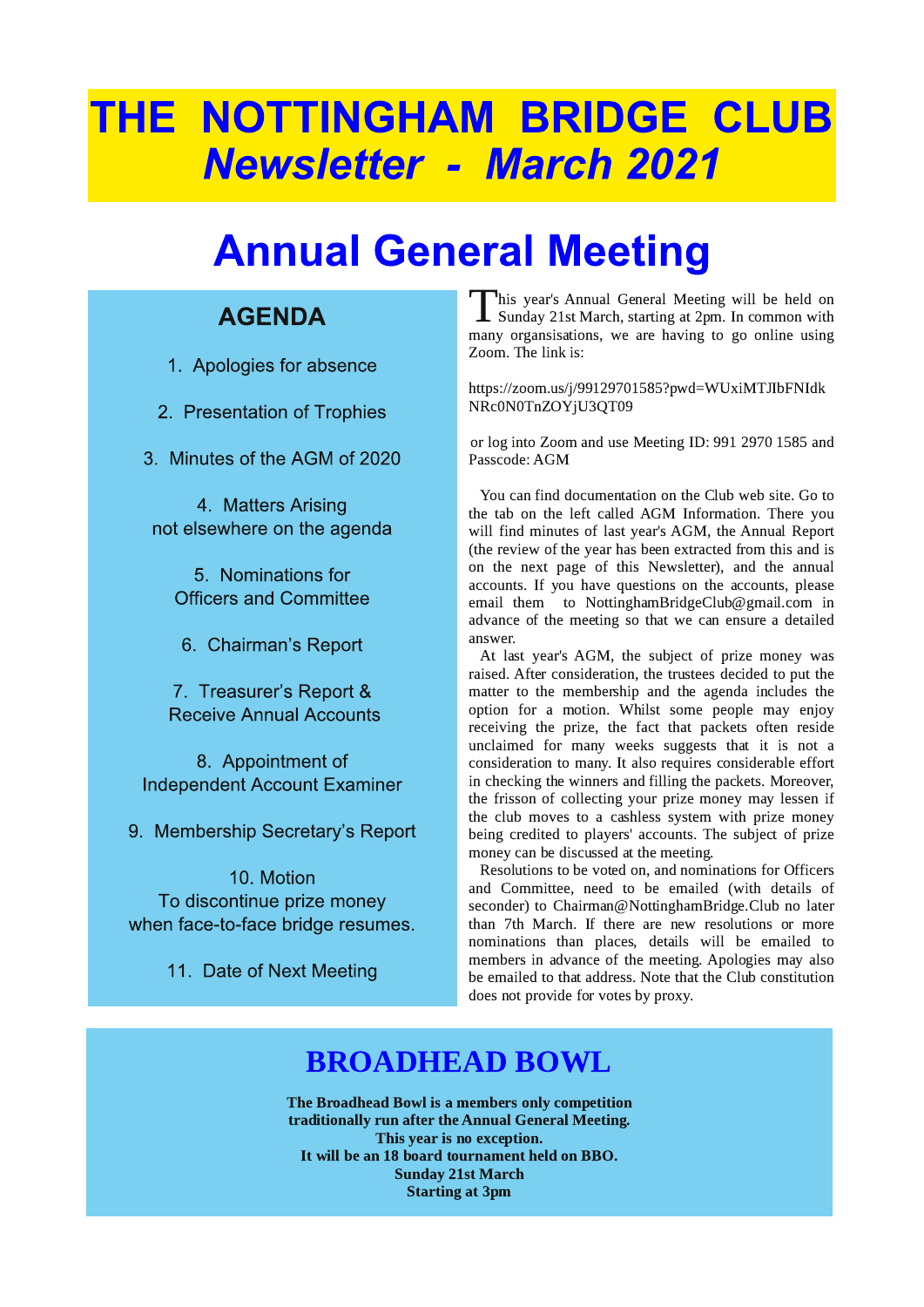# THE NOTTINGHAM BRIDGE CLUB
## *Newsletter - March 2021*

# Annual General Meeting

### AGENDA

1. Apologies for absence
2. Presentation of Trophies
3. Minutes of the AGM of 2020
4. Matters Arising not elsewhere on the agenda
5. Nominations for Officers and Committee
6. Chairman's Report
7. Treasurer's Report & Receive Annual Accounts
8. Appointment of Independent Account Examiner
9. Membership Secretary's Report
10. Motion To discontinue prize money when face-to-face bridge resumes.
11. Date of Next Meeting

This year's Annual General Meeting will be held on Sunday 21st March, starting at 2pm. In common with many organsisations, we are having to go online using Zoom. The link is:

https://zoom.us/j/99129701585?pwd=WUxiMTJIbFNIdkNRc0N0TnZOYjU3QT09

or log into Zoom and use Meeting ID: 991 2970 1585 and Passcode: AGM

You can find documentation on the Club web site. Go to the tab on the left called AGM Information. There you will find minutes of last year's AGM, the Annual Report (the review of the year has been extracted from this and is on the next page of this Newsletter), and the annual accounts. If you have questions on the accounts, please email them to NottinghamBridgeClub@gmail.com in advance of the meeting so that we can ensure a detailed answer.

At last year's AGM, the subject of prize money was raised. After consideration, the trustees decided to put the matter to the membership and the agenda includes the option for a motion. Whilst some people may enjoy receiving the prize, the fact that packets often reside unclaimed for many weeks suggests that it is not a consideration to many. It also requires considerable effort in checking the winners and filling the packets. Moreover, the frisson of collecting your prize money may lessen if the club moves to a cashless system with prize money being credited to players' accounts. The subject of prize money can be discussed at the meeting.

Resolutions to be voted on, and nominations for Officers and Committee, need to be emailed (with details of seconder) to Chairman@NottinghamBridge.Club no later than 7th March. If there are new resolutions or more nominations than places, details will be emailed to members in advance of the meeting. Apologies may also be emailed to that address. Note that the Club constitution does not provide for votes by proxy.

## BROADHEAD BOWL

**The Broadhead Bowl is a members only competition traditionally run after the Annual General Meeting.**
**This year is no exception.**
**It will be an 18 board tournament held on BBO.**
**Sunday 21st March**
**Starting at 3pm**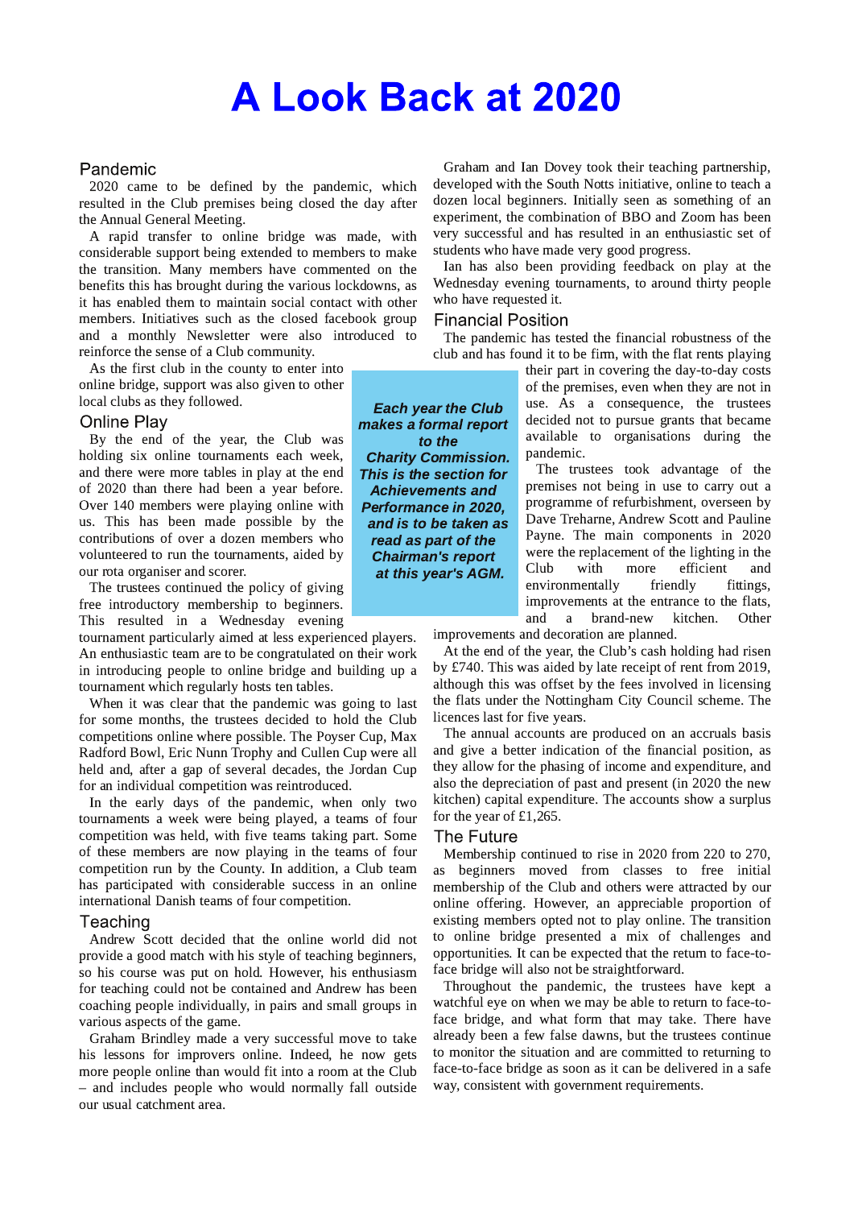# A Look Back at 2020

*__Each year the Club makes a formal report to the Charity Commission. This is the section for Achievements and Performance in 2020, and is to be taken as read as part of the Chairman's report at this year's AGM.__*

## Pandemic

2020 came to be defined by the pandemic, which resulted in the Club premises being closed the day after the Annual General Meeting.

A rapid transfer to online bridge was made, with considerable support being extended to members to make the transition. Many members have commented on the benefits this has brought during the various lockdowns, as it has enabled them to maintain social contact with other members. Initiatives such as the closed facebook group and a monthly Newsletter were also introduced to reinforce the sense of a Club community.

As the first club in the county to enter into online bridge, support was also given to other local clubs as they followed.

## Online Play

By the end of the year, the Club was holding six online tournaments each week, and there were more tables in play at the end of 2020 than there had been a year before. Over 140 members were playing online with us. This has been made possible by the contributions of over a dozen members who volunteered to run the tournaments, aided by our rota organiser and scorer.

The trustees continued the policy of giving free introductory membership to beginners. This resulted in a Wednesday evening tournament particularly aimed at less experienced players. An enthusiastic team are to be congratulated on their work in introducing people to online bridge and building up a tournament which regularly hosts ten tables.

When it was clear that the pandemic was going to last for some months, the trustees decided to hold the Club competitions online where possible. The Poyser Cup, Max Radford Bowl, Eric Nunn Trophy and Cullen Cup were all held and, after a gap of several decades, the Jordan Cup for an individual competition was reintroduced.

In the early days of the pandemic, when only two tournaments a week were being played, a teams of four competition was held, with five teams taking part. Some of these members are now playing in the teams of four competition run by the County. In addition, a Club team has participated with considerable success in an online international Danish teams of four competition.

## Teaching

Andrew Scott decided that the online world did not provide a good match with his style of teaching beginners, so his course was put on hold. However, his enthusiasm for teaching could not be contained and Andrew has been coaching people individually, in pairs and small groups in various aspects of the game.

Graham Brindley made a very successful move to take his lessons for improvers online. Indeed, he now gets more people online than would fit into a room at the Club – and includes people who would normally fall outside our usual catchment area.

Graham and Ian Dovey took their teaching partnership, developed with the South Notts initiative, online to teach a dozen local beginners. Initially seen as something of an experiment, the combination of BBO and Zoom has been very successful and has resulted in an enthusiastic set of students who have made very good progress.

Ian has also been providing feedback on play at the Wednesday evening tournaments, to around thirty people who have requested it.

## Financial Position

The pandemic has tested the financial robustness of the club and has found it to be firm, with the flat rents playing their part in covering the day-to-day costs of the premises, even when they are not in use. As a consequence, the trustees decided not to pursue grants that became available to organisations during the pandemic.

The trustees took advantage of the premises not being in use to carry out a programme of refurbishment, overseen by Dave Treharne, Andrew Scott and Pauline Payne. The main components in 2020 were the replacement of the lighting in the Club with more efficient and environmentally friendly fittings, improvements at the entrance to the flats, and a brand-new kitchen. Other improvements and decoration are planned.

At the end of the year, the Club's cash holding had risen by £740. This was aided by late receipt of rent from 2019, although this was offset by the fees involved in licensing the flats under the Nottingham City Council scheme. The licences last for five years.

The annual accounts are produced on an accruals basis and give a better indication of the financial position, as they allow for the phasing of income and expenditure, and also the depreciation of past and present (in 2020 the new kitchen) capital expenditure. The accounts show a surplus for the year of £1,265.

## The Future

Membership continued to rise in 2020 from 220 to 270, as beginners moved from classes to free initial membership of the Club and others were attracted by our online offering. However, an appreciable proportion of existing members opted not to play online. The transition to online bridge presented a mix of challenges and opportunities. It can be expected that the return to face-to-face bridge will also not be straightforward.

Throughout the pandemic, the trustees have kept a watchful eye on when we may be able to return to face-to-face bridge, and what form that may take. There have already been a few false dawns, but the trustees continue to monitor the situation and are committed to returning to face-to-face bridge as soon as it can be delivered in a safe way, consistent with government requirements.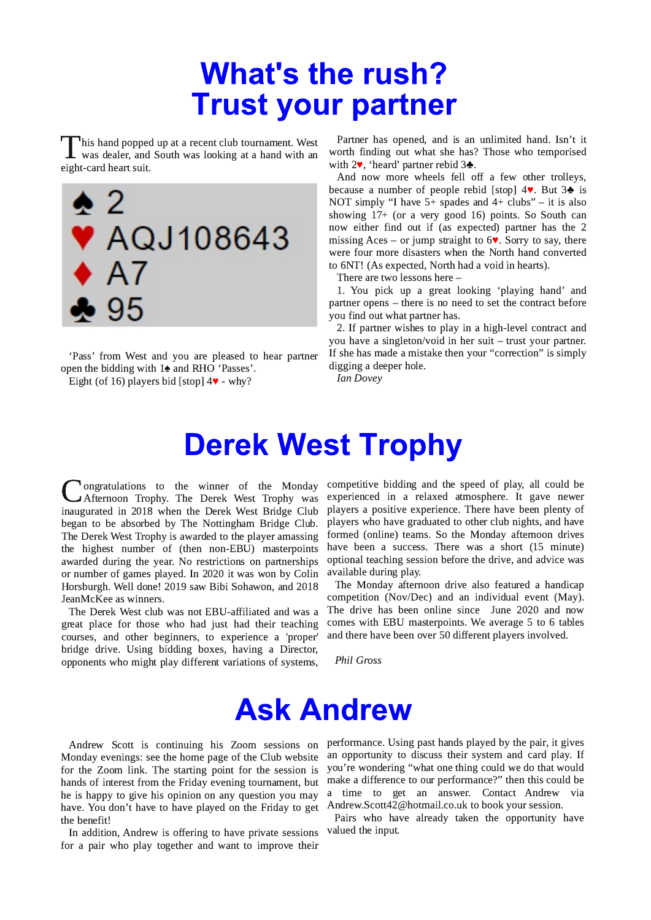# What's the rush? Trust your partner

This hand popped up at a recent club tournament. West was dealer, and South was looking at a hand with an eight-card heart suit.

♠ 2
♥ AQJ108643
♦ A7
♣ 95

'Pass' from West and you are pleased to hear partner open the bidding with 1♠ and RHO 'Passes'.

Eight (of 16) players bid [stop] 4♥ - why?

Partner has opened, and is an unlimited hand. Isn't it worth finding out what she has? Those who temporised with 2♥, 'heard' partner rebid 3♣.

And now more wheels fell off a few other trolleys, because a number of people rebid [stop] 4♥. But 3♣ is NOT simply "I have 5+ spades and 4+ clubs" – it is also showing 17+ (or a very good 16) points. So South can now either find out if (as expected) partner has the 2 missing Aces – or jump straight to 6♥. Sorry to say, there were four more disasters when the North hand converted to 6NT! (As expected, North had a void in hearts).

There are two lessons here –

1. You pick up a great looking 'playing hand' and partner opens – there is no need to set the contract before you find out what partner has.

2. If partner wishes to play in a high-level contract and you have a singleton/void in her suit – trust your partner. If she has made a mistake then your "correction" is simply digging a deeper hole.

*Ian Dovey*

# Derek West Trophy

Congratulations to the winner of the Monday Afternoon Trophy. The Derek West Trophy was inaugurated in 2018 when the Derek West Bridge Club began to be absorbed by The Nottingham Bridge Club. The Derek West Trophy is awarded to the player amassing the highest number of (then non-EBU) masterpoints awarded during the year. No restrictions on partnerships or number of games played. In 2020 it was won by Colin Horsburgh. Well done! 2019 saw Bibi Sohawon, and 2018 JeanMcKee as winners.

The Derek West club was not EBU-affiliated and was a great place for those who had just had their teaching courses, and other beginners, to experience a 'proper' bridge drive. Using bidding boxes, having a Director, opponents who might play different variations of systems, competitive bidding and the speed of play, all could be experienced in a relaxed atmosphere. It gave newer players a positive experience. There have been plenty of players who have graduated to other club nights, and have formed (online) teams. So the Monday afternoon drives have been a success. There was a short (15 minute) optional teaching session before the drive, and advice was available during play.

The Monday afternoon drive also featured a handicap competition (Nov/Dec) and an individual event (May). The drive has been online since June 2020 and now comes with EBU masterpoints. We average 5 to 6 tables and there have been over 50 different players involved.

*Phil Gross*

# Ask Andrew

Andrew Scott is continuing his Zoom sessions on Monday evenings: see the home page of the Club website for the Zoom link. The starting point for the session is hands of interest from the Friday evening tournament, but he is happy to give his opinion on any question you may have. You don't have to have played on the Friday to get the benefit!

In addition, Andrew is offering to have private sessions for a pair who play together and want to improve their performance. Using past hands played by the pair, it gives an opportunity to discuss their system and card play. If you're wondering "what one thing could we do that would make a difference to our performance?" then this could be a time to get an answer. Contact Andrew via Andrew.Scott42@hotmail.co.uk to book your session.

Pairs who have already taken the opportunity have valued the input.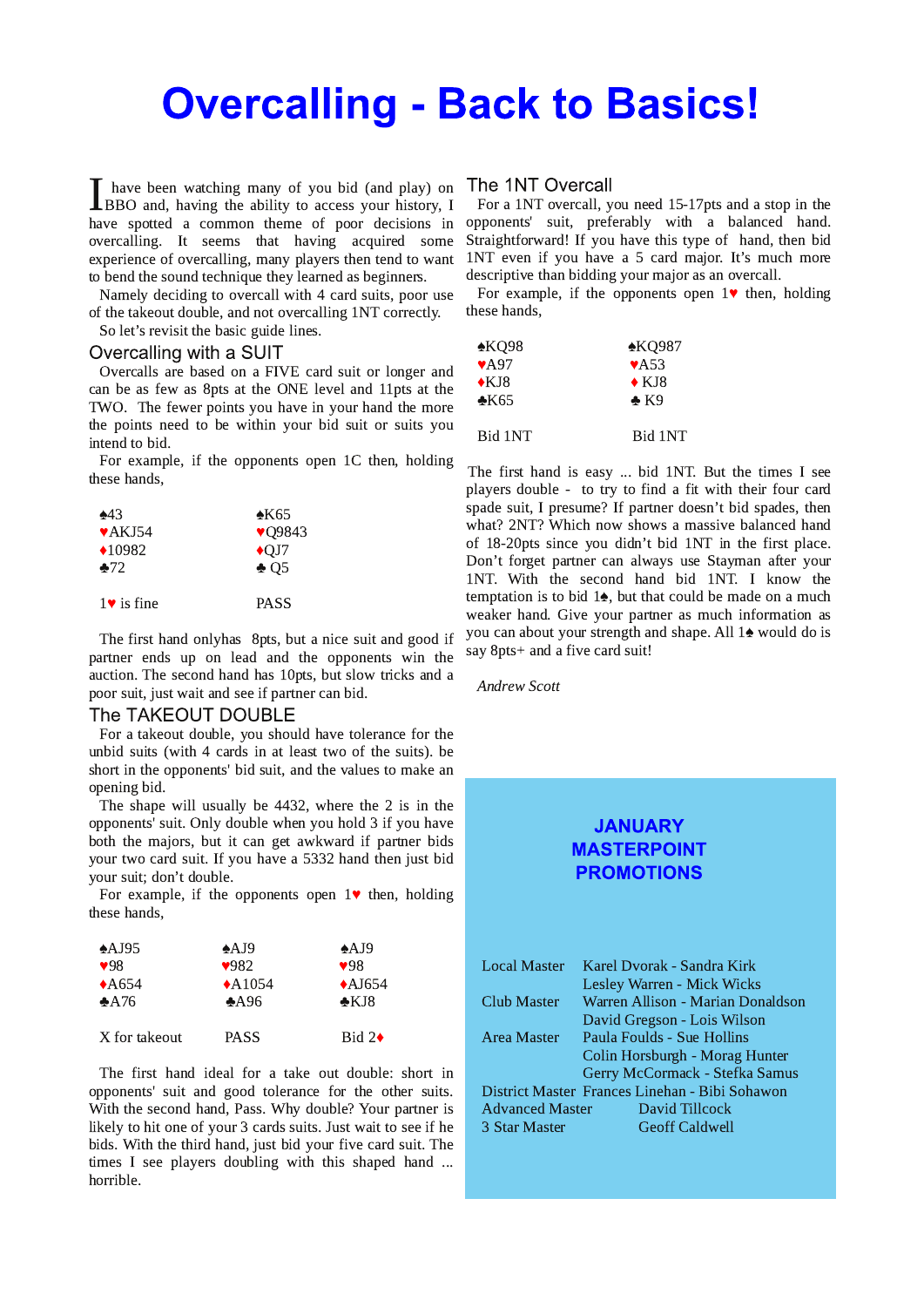# Overcalling - Back to Basics!

I have been watching many of you bid (and play) on BBO and, having the ability to access your history, I have spotted a common theme of poor decisions in overcalling. It seems that having acquired some experience of overcalling, many players then tend to want to bend the sound technique they learned as beginners.

Namely deciding to overcall with 4 card suits, poor use of the takeout double, and not overcalling 1NT correctly.

So let's revisit the basic guide lines.

## Overcalling with a SUIT

Overcalls are based on a FIVE card suit or longer and can be as few as 8pts at the ONE level and 11pts at the TWO. The fewer points you have in your hand the more the points need to be within your bid suit or suits you intend to bid.

For example, if the opponents open 1C then, holding these hands,

| | |
|---|---|
| ♠43 | ♠K65 |
| ♥AKJ54 | ♥Q9843 |
| ♦10982 | ♦QJ7 |
| ♣72 | ♣ Q5 |
| 1♥ is fine | PASS |

The first hand onlyhas 8pts, but a nice suit and good if partner ends up on lead and the opponents win the auction. The second hand has 10pts, but slow tricks and a poor suit, just wait and see if partner can bid.

## The TAKEOUT DOUBLE

For a takeout double, you should have tolerance for the unbid suits (with 4 cards in at least two of the suits). be short in the opponents' bid suit, and the values to make an opening bid.

The shape will usually be 4432, where the 2 is in the opponents' suit. Only double when you hold 3 if you have both the majors, but it can get awkward if partner bids your two card suit. If you have a 5332 hand then just bid your suit; don't double.

For example, if the opponents open 1♥ then, holding these hands,

| | | |
|---|---|---|
| ♠AJ95 | ♠AJ9 | ♠AJ9 |
| ♥98 | ♥982 | ♥98 |
| ♦A654 | ♦A1054 | ♦AJ654 |
| ♣A76 | ♣A96 | ♣KJ8 |
| X for takeout | PASS | Bid 2♦ |

The first hand ideal for a take out double: short in opponents' suit and good tolerance for the other suits. With the second hand, Pass. Why double? Your partner is likely to hit one of your 3 cards suits. Just wait to see if he bids. With the third hand, just bid your five card suit. The times I see players doubling with this shaped hand ... horrible.

## The 1NT Overcall

For a 1NT overcall, you need 15-17pts and a stop in the opponents' suit, preferably with a balanced hand. Straightforward! If you have this type of hand, then bid 1NT even if you have a 5 card major. It's much more descriptive than bidding your major as an overcall.

For example, if the opponents open 1♥ then, holding these hands,

| | |
|---|---|
| ♠KQ98 | ♠KQ987 |
| ♥A97 | ♥A53 |
| ♦KJ8 | ♦ KJ8 |
| ♣K65 | ♣ K9 |
| Bid 1NT | Bid 1NT |

The first hand is easy ... bid 1NT. But the times I see players double - to try to find a fit with their four card spade suit, I presume? If partner doesn't bid spades, then what? 2NT? Which now shows a massive balanced hand of 18-20pts since you didn't bid 1NT in the first place. Don't forget partner can always use Stayman after your 1NT. With the second hand bid 1NT. I know the temptation is to bid 1♠, but that could be made on a much weaker hand. Give your partner as much information as you can about your strength and shape. All 1♠ would do is say 8pts+ and a five card suit!

*Andrew Scott*

## JANUARY MASTERPOINT PROMOTIONS

| | |
|---|---|
| Local Master | Karel Dvorak - Sandra Kirk |
| | Lesley Warren - Mick Wicks |
| Club Master | Warren Allison - Marian Donaldson |
| | David Gregson - Lois Wilson |
| Area Master | Paula Foulds - Sue Hollins |
| | Colin Horsburgh - Morag Hunter |
| | Gerry McCormack - Stefka Samus |
| District Master | Frances Linehan - Bibi Sohawon |
| Advanced Master | David Tillcock |
| 3 Star Master | Geoff Caldwell |